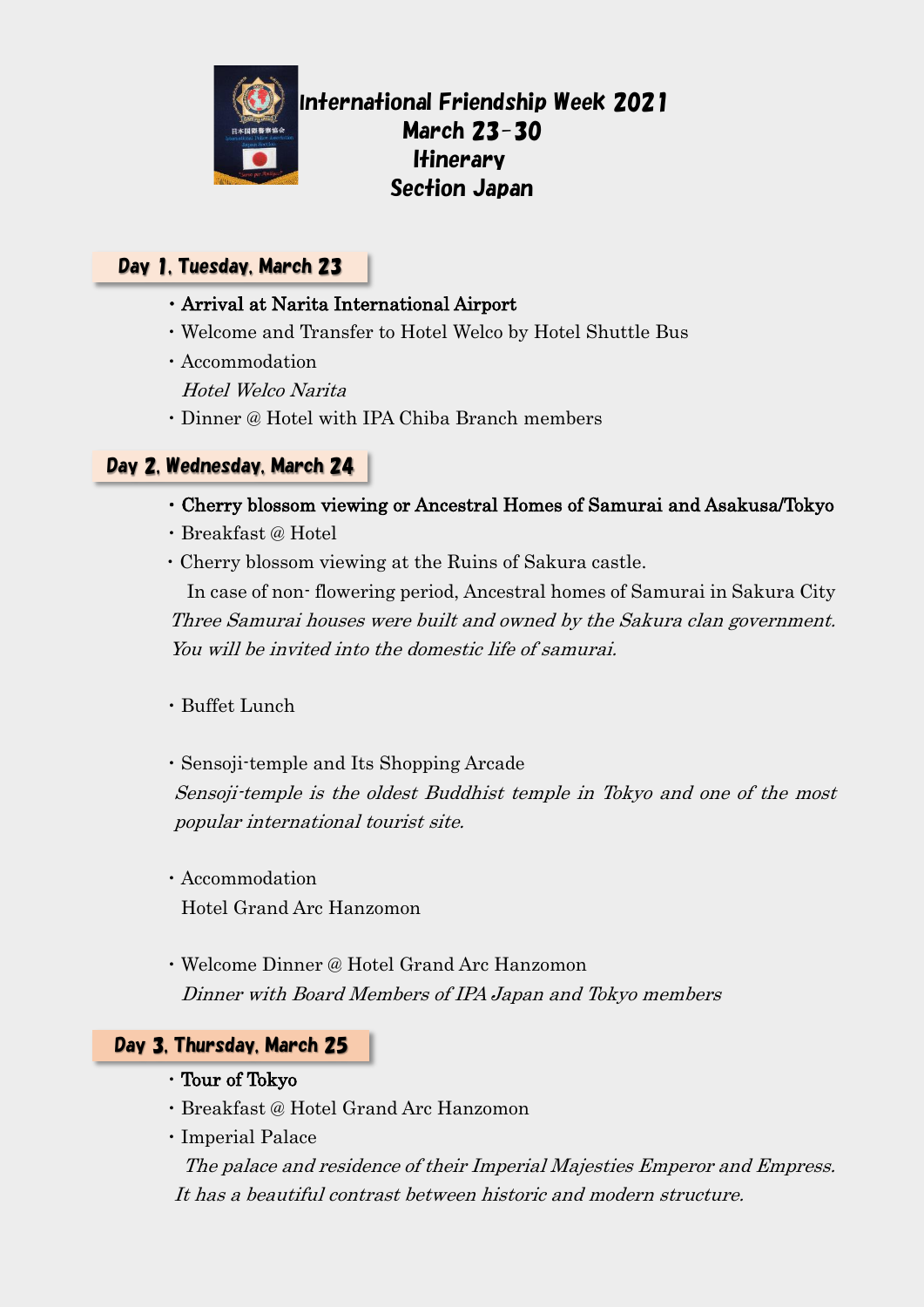# International Friendship Week 2021
## March 23-30
## Itinerary
## Section Japan

### Day 1, Tuesday, March 23

- **Arrival at Narita International Airport**
- Welcome and Transfer to Hotel Welco by Hotel Shuttle Bus
- Accommodation
  *Hotel Welco Narita*
- Dinner @ Hotel with IPA Chiba Branch members

### Day 2, Wednesday, March 24

- **Cherry blossom viewing or Ancestral Homes of Samurai and Asakusa/Tokyo**
- Breakfast @ Hotel
- Cherry blossom viewing at the Ruins of Sakura castle.
  In case of non- flowering period, Ancestral homes of Samurai in Sakura City
  *Three Samurai houses were built and owned by the Sakura clan government. You will be invited into the domestic life of samurai.*
- Buffet Lunch
- Sensoji-temple and Its Shopping Arcade
  *Sensoji-temple is the oldest Buddhist temple in Tokyo and one of the most popular international tourist site.*
- Accommodation
  Hotel Grand Arc Hanzomon
- Welcome Dinner @ Hotel Grand Arc Hanzomon
  *Dinner with Board Members of IPA Japan and Tokyo members*

### Day 3, Thursday, March 25

- **Tour of Tokyo**
- Breakfast @ Hotel Grand Arc Hanzomon
- Imperial Palace
  *The palace and residence of their Imperial Majesties Emperor and Empress. It has a beautiful contrast between historic and modern structure.*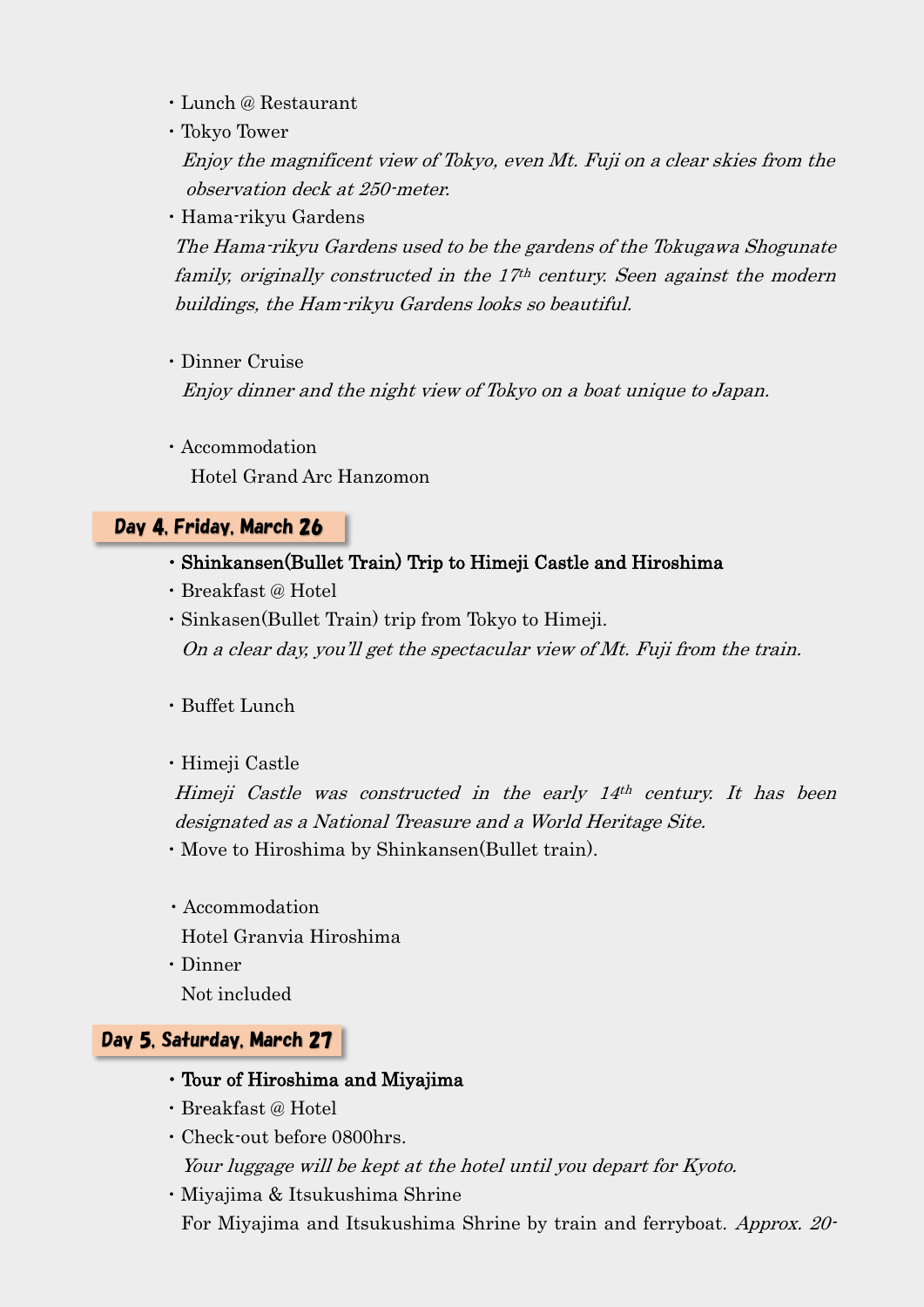- Lunch @ Restaurant
- Tokyo Tower

  *Enjoy the magnificent view of Tokyo, even Mt. Fuji on a clear skies from the observation deck at 250-meter.*
- Hama-rikyu Gardens

  *The Hama-rikyu Gardens used to be the gardens of the Tokugawa Shogunate family, originally constructed in the 17th century. Seen against the modern buildings, the Ham-rikyu Gardens looks so beautiful.*

- Dinner Cruise

  *Enjoy dinner and the night view of Tokyo on a boat unique to Japan.*

- Accommodation

  Hotel Grand Arc Hanzomon

## Day 4, Friday, March 26

- Shinkansen(Bullet Train) Trip to Himeji Castle and Hiroshima
- Breakfast @ Hotel
- Sinkasen(Bullet Train) trip from Tokyo to Himeji.

  *On a clear day, you'll get the spectacular view of Mt. Fuji from the train.*

- Buffet Lunch

- Himeji Castle

  *Himeji Castle was constructed in the early 14th century. It has been designated as a National Treasure and a World Heritage Site.*
- Move to Hiroshima by Shinkansen(Bullet train).

- Accommodation

  Hotel Granvia Hiroshima
- Dinner

  Not included

## Day 5, Saturday, March 27

- Tour of Hiroshima and Miyajima
- Breakfast @ Hotel
- Check-out before 0800hrs.

  *Your luggage will be kept at the hotel until you depart for Kyoto.*
- Miyajima & Itsukushima Shrine

  For Miyajima and Itsukushima Shrine by train and ferryboat. *Approx. 20-*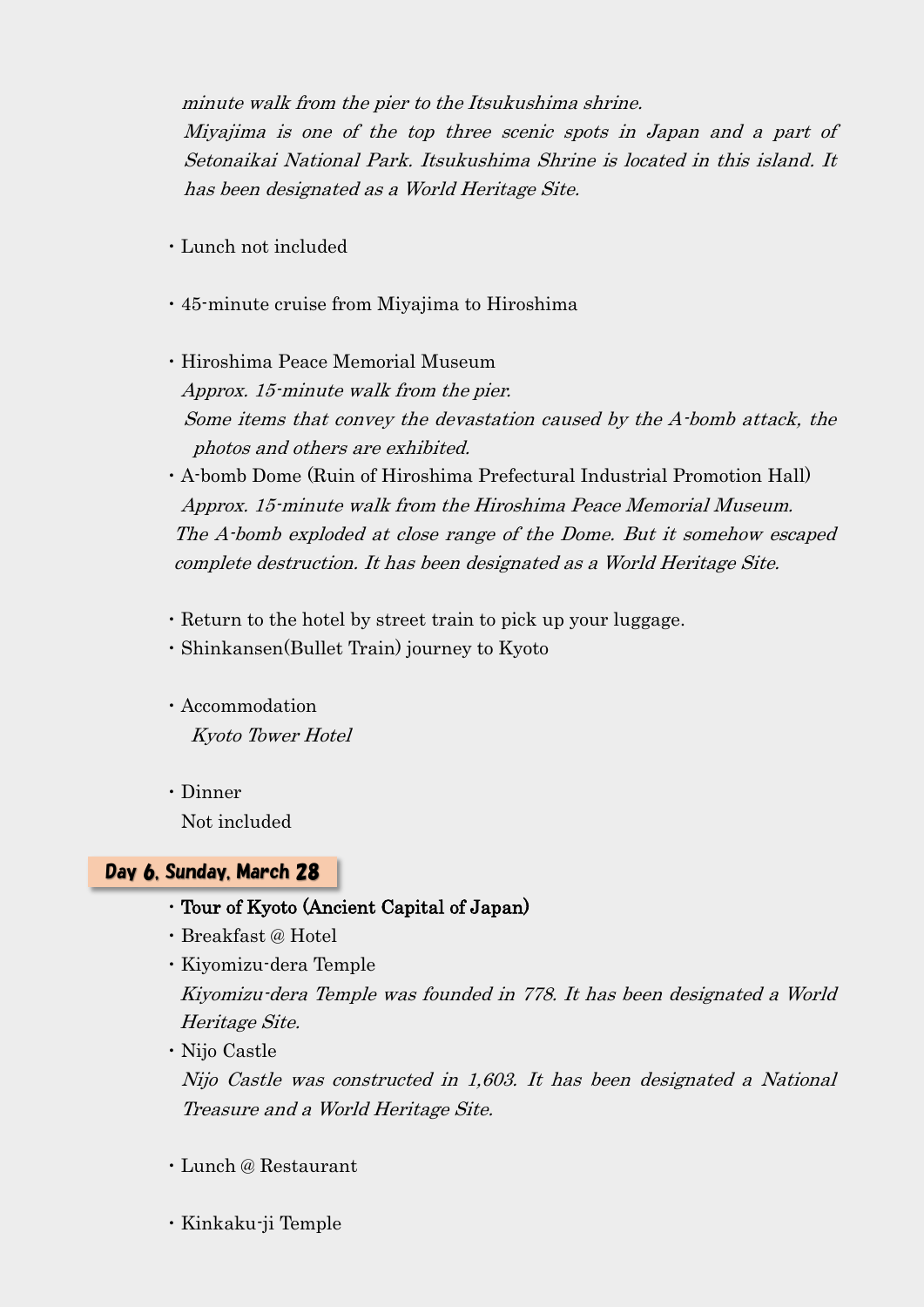*minute walk from the pier to the Itsukushima shrine.*
*Miyajima is one of the top three scenic spots in Japan and a part of Setonaikai National Park. Itsukushima Shrine is located in this island. It has been designated as a World Heritage Site.*

- Lunch not included

- 45-minute cruise from Miyajima to Hiroshima

- Hiroshima Peace Memorial Museum
  *Approx. 15-minute walk from the pier.*
  *Some items that convey the devastation caused by the A-bomb attack, the photos and others are exhibited.*
- A-bomb Dome (Ruin of Hiroshima Prefectural Industrial Promotion Hall)
  *Approx. 15-minute walk from the Hiroshima Peace Memorial Museum.*
  *The A-bomb exploded at close range of the Dome. But it somehow escaped complete destruction. It has been designated as a World Heritage Site.*

- Return to the hotel by street train to pick up your luggage.
- Shinkansen(Bullet Train) journey to Kyoto

- Accommodation
  *Kyoto Tower Hotel*

- Dinner
  Not included

## Day 6, Sunday, March 28

- Tour of Kyoto (Ancient Capital of Japan)
- Breakfast @ Hotel
- Kiyomizu-dera Temple
  *Kiyomizu-dera Temple was founded in 778. It has been designated a World Heritage Site.*
- Nijo Castle
  *Nijo Castle was constructed in 1,603. It has been designated a National Treasure and a World Heritage Site.*

- Lunch @ Restaurant

- Kinkaku-ji Temple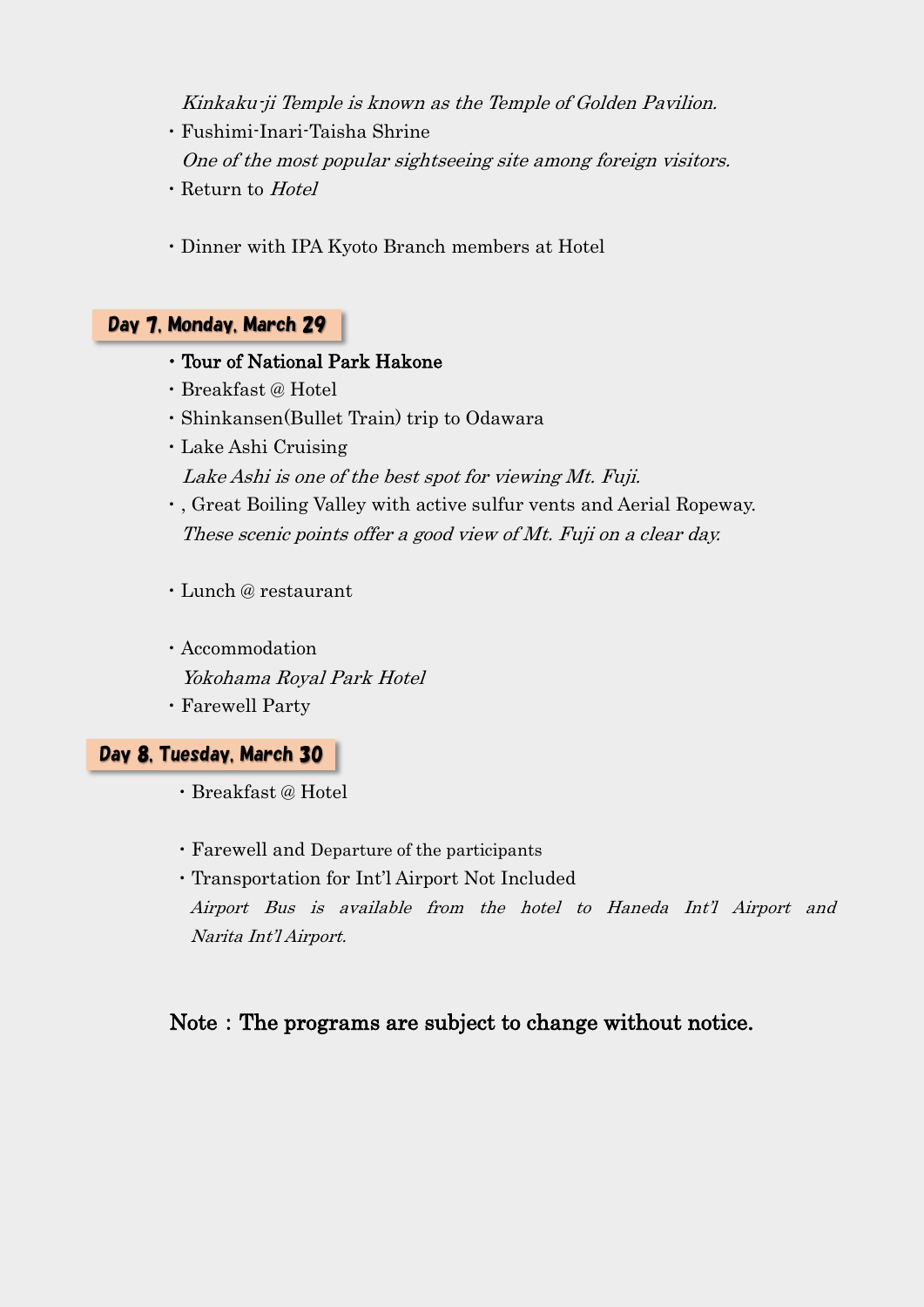*Kinkaku-ji Temple is known as the Temple of Golden Pavilion.*

- Fushimi-Inari-Taisha Shrine
  *One of the most popular sightseeing site among foreign visitors.*
- Return to *Hotel*

- Dinner with IPA Kyoto Branch members at Hotel

## Day 7, Monday, March 29

- **Tour of National Park Hakone**
- Breakfast @ Hotel
- Shinkansen(Bullet Train) trip to Odawara
- Lake Ashi Cruising
  *Lake Ashi is one of the best spot for viewing Mt. Fuji.*
- , Great Boiling Valley with active sulfur vents and Aerial Ropeway.
  *These scenic points offer a good view of Mt. Fuji on a clear day.*

- Lunch @ restaurant

- Accommodation
  *Yokohama Royal Park Hotel*
- Farewell Party

## Day 8, Tuesday, March 30

- Breakfast @ Hotel

- Farewell and Departure of the participants
- Transportation for Int'l Airport Not Included
  *Airport Bus is available from the hotel to Haneda Int'l Airport and Narita Int'l Airport.*

**Note : The programs are subject to change without notice.**